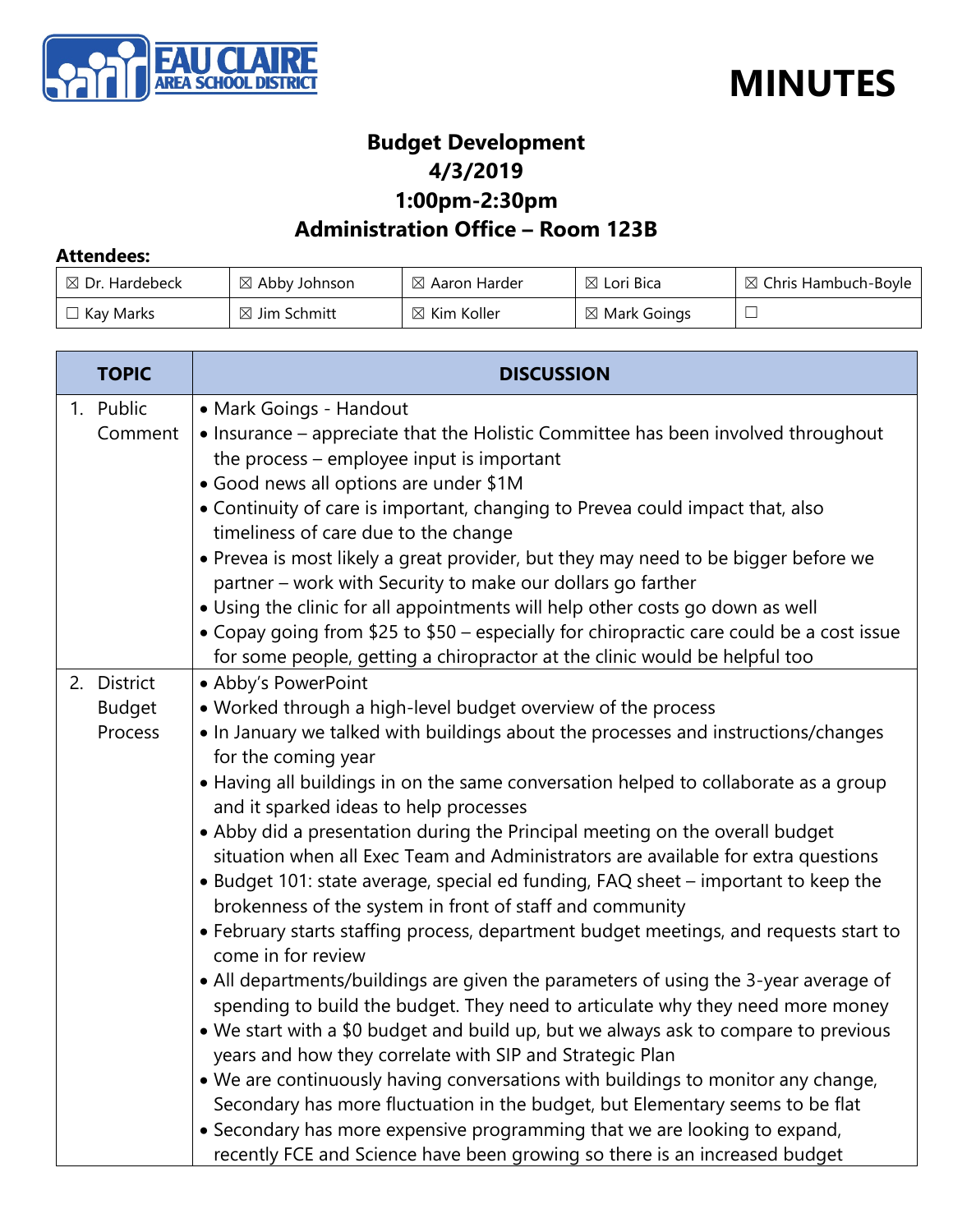EAU CLAIRE AREA SCHOOL DISTRICT

# MINUTES

## Budget Development
## 4/3/2019
## 1:00pm-2:30pm
## Administration Office – Room 123B

**Attendees:**

| | | | | |
|---|---|---|---|---|
| ☒ Dr. Hardebeck | ☒ Abby Johnson | ☒ Aaron Harder | ☒ Lori Bica | ☒ Chris Hambuch-Boyle |
| ☐ Kay Marks | ☒ Jim Schmitt | ☒ Kim Koller | ☒ Mark Goings | ☐ |

| TOPIC | DISCUSSION |
|---|---|
| 1. Public Comment | • Mark Goings - Handout<br>• Insurance – appreciate that the Holistic Committee has been involved throughout the process – employee input is important<br>• Good news all options are under $1M<br>• Continuity of care is important, changing to Prevea could impact that, also timeliness of care due to the change<br>• Prevea is most likely a great provider, but they may need to be bigger before we partner – work with Security to make our dollars go farther<br>• Using the clinic for all appointments will help other costs go down as well<br>• Copay going from $25 to $50 – especially for chiropractic care could be a cost issue for some people, getting a chiropractor at the clinic would be helpful too |
| 2. District Budget Process | • Abby's PowerPoint<br>• Worked through a high-level budget overview of the process<br>• In January we talked with buildings about the processes and instructions/changes for the coming year<br>• Having all buildings in on the same conversation helped to collaborate as a group and it sparked ideas to help processes<br>• Abby did a presentation during the Principal meeting on the overall budget situation when all Exec Team and Administrators are available for extra questions<br>• Budget 101: state average, special ed funding, FAQ sheet – important to keep the brokenness of the system in front of staff and community<br>• February starts staffing process, department budget meetings, and requests start to come in for review<br>• All departments/buildings are given the parameters of using the 3-year average of spending to build the budget. They need to articulate why they need more money<br>• We start with a $0 budget and build up, but we always ask to compare to previous years and how they correlate with SIP and Strategic Plan<br>• We are continuously having conversations with buildings to monitor any change, Secondary has more fluctuation in the budget, but Elementary seems to be flat<br>• Secondary has more expensive programming that we are looking to expand, recently FCE and Science have been growing so there is an increased budget |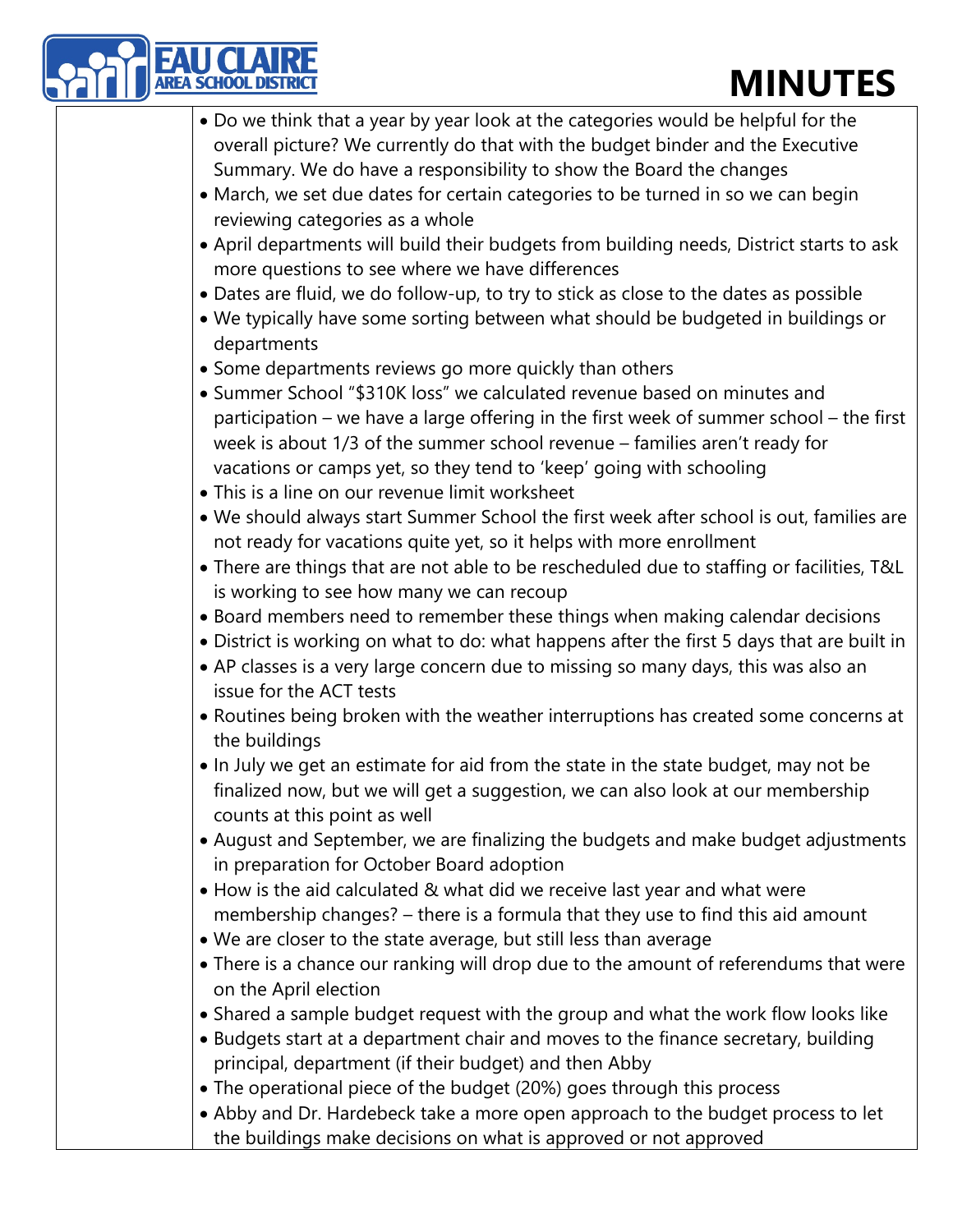- Do we think that a year by year look at the categories would be helpful for the overall picture? We currently do that with the budget binder and the Executive Summary. We do have a responsibility to show the Board the changes
- March, we set due dates for certain categories to be turned in so we can begin reviewing categories as a whole
- April departments will build their budgets from building needs, District starts to ask more questions to see where we have differences
- Dates are fluid, we do follow-up, to try to stick as close to the dates as possible
- We typically have some sorting between what should be budgeted in buildings or departments
- Some departments reviews go more quickly than others
- Summer School "$310K loss" we calculated revenue based on minutes and participation – we have a large offering in the first week of summer school – the first week is about 1/3 of the summer school revenue – families aren't ready for vacations or camps yet, so they tend to 'keep' going with schooling
- This is a line on our revenue limit worksheet
- We should always start Summer School the first week after school is out, families are not ready for vacations quite yet, so it helps with more enrollment
- There are things that are not able to be rescheduled due to staffing or facilities, T&L is working to see how many we can recoup
- Board members need to remember these things when making calendar decisions
- District is working on what to do: what happens after the first 5 days that are built in
- AP classes is a very large concern due to missing so many days, this was also an issue for the ACT tests
- Routines being broken with the weather interruptions has created some concerns at the buildings
- In July we get an estimate for aid from the state in the state budget, may not be finalized now, but we will get a suggestion, we can also look at our membership counts at this point as well
- August and September, we are finalizing the budgets and make budget adjustments in preparation for October Board adoption
- How is the aid calculated & what did we receive last year and what were membership changes? – there is a formula that they use to find this aid amount
- We are closer to the state average, but still less than average
- There is a chance our ranking will drop due to the amount of referendums that were on the April election
- Shared a sample budget request with the group and what the work flow looks like
- Budgets start at a department chair and moves to the finance secretary, building principal, department (if their budget) and then Abby
- The operational piece of the budget (20%) goes through this process
- Abby and Dr. Hardebeck take a more open approach to the budget process to let the buildings make decisions on what is approved or not approved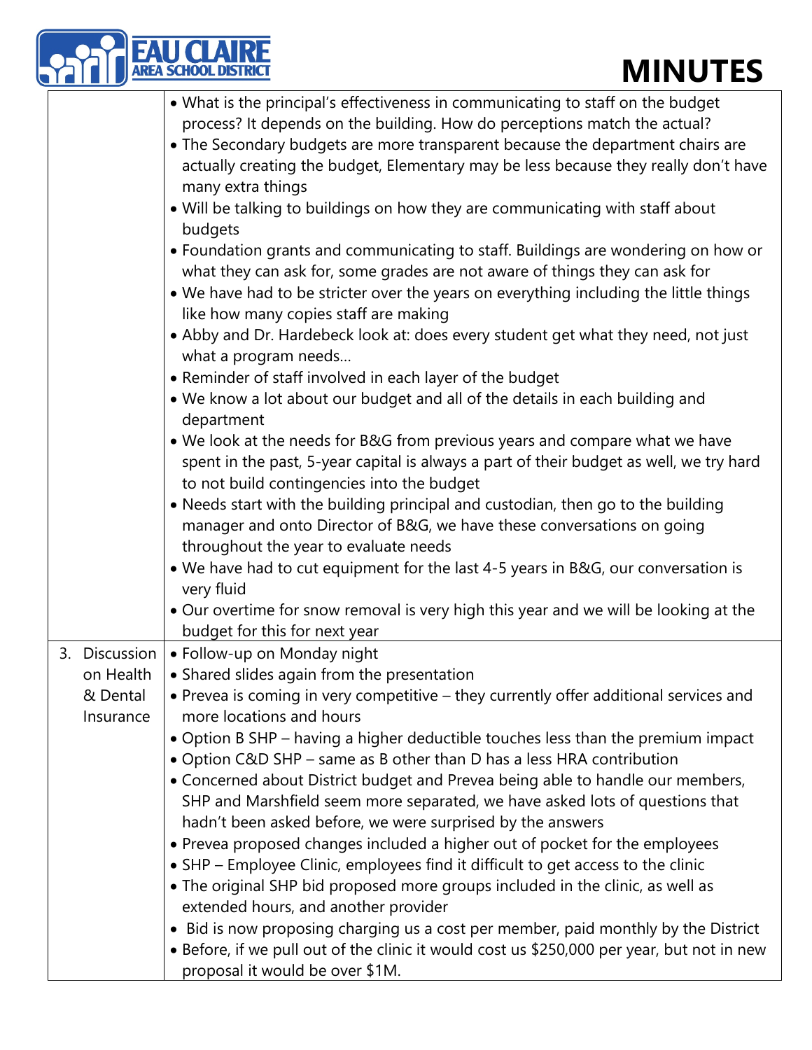| | |
|---|---|
| | • What is the principal's effectiveness in communicating to staff on the budget process? It depends on the building. How do perceptions match the actual?<br>• The Secondary budgets are more transparent because the department chairs are actually creating the budget, Elementary may be less because they really don't have many extra things<br>• Will be talking to buildings on how they are communicating with staff about budgets<br>• Foundation grants and communicating to staff. Buildings are wondering on how or what they can ask for, some grades are not aware of things they can ask for<br>• We have had to be stricter over the years on everything including the little things like how many copies staff are making<br>• Abby and Dr. Hardebeck look at: does every student get what they need, not just what a program needs…<br>• Reminder of staff involved in each layer of the budget<br>• We know a lot about our budget and all of the details in each building and department<br>• We look at the needs for B&G from previous years and compare what we have spent in the past, 5-year capital is always a part of their budget as well, we try hard to not build contingencies into the budget<br>• Needs start with the building principal and custodian, then go to the building manager and onto Director of B&G, we have these conversations on going throughout the year to evaluate needs<br>• We have had to cut equipment for the last 4-5 years in B&G, our conversation is very fluid<br>• Our overtime for snow removal is very high this year and we will be looking at the budget for this for next year |
| 3. Discussion on Health & Dental Insurance | • Follow-up on Monday night<br>• Shared slides again from the presentation<br>• Prevea is coming in very competitive – they currently offer additional services and more locations and hours<br>• Option B SHP – having a higher deductible touches less than the premium impact<br>• Option C&D SHP – same as B other than D has a less HRA contribution<br>• Concerned about District budget and Prevea being able to handle our members, SHP and Marshfield seem more separated, we have asked lots of questions that hadn't been asked before, we were surprised by the answers<br>• Prevea proposed changes included a higher out of pocket for the employees<br>• SHP – Employee Clinic, employees find it difficult to get access to the clinic<br>• The original SHP bid proposed more groups included in the clinic, as well as extended hours, and another provider<br>• Bid is now proposing charging us a cost per member, paid monthly by the District<br>• Before, if we pull out of the clinic it would cost us $250,000 per year, but not in new proposal it would be over $1M. |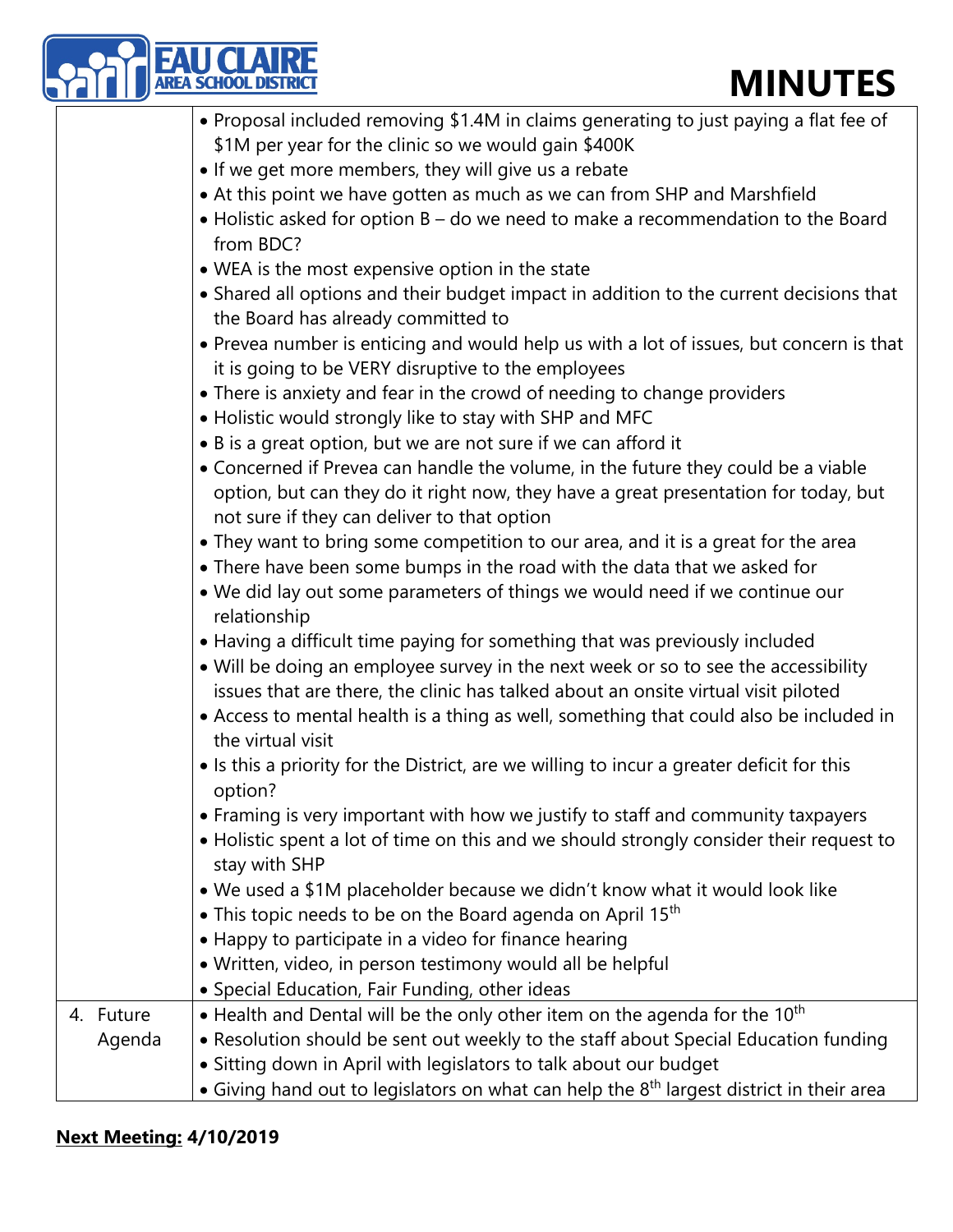# MINUTES

| | |
|---|---|
| | • Proposal included removing $1.4M in claims generating to just paying a flat fee of $1M per year for the clinic so we would gain $400K<br>• If we get more members, they will give us a rebate<br>• At this point we have gotten as much as we can from SHP and Marshfield<br>• Holistic asked for option B – do we need to make a recommendation to the Board from BDC?<br>• WEA is the most expensive option in the state<br>• Shared all options and their budget impact in addition to the current decisions that the Board has already committed to<br>• Prevea number is enticing and would help us with a lot of issues, but concern is that it is going to be VERY disruptive to the employees<br>• There is anxiety and fear in the crowd of needing to change providers<br>• Holistic would strongly like to stay with SHP and MFC<br>• B is a great option, but we are not sure if we can afford it<br>• Concerned if Prevea can handle the volume, in the future they could be a viable option, but can they do it right now, they have a great presentation for today, but not sure if they can deliver to that option<br>• They want to bring some competition to our area, and it is a great for the area<br>• There have been some bumps in the road with the data that we asked for<br>• We did lay out some parameters of things we would need if we continue our relationship<br>• Having a difficult time paying for something that was previously included<br>• Will be doing an employee survey in the next week or so to see the accessibility issues that are there, the clinic has talked about an onsite virtual visit piloted<br>• Access to mental health is a thing as well, something that could also be included in the virtual visit<br>• Is this a priority for the District, are we willing to incur a greater deficit for this option?<br>• Framing is very important with how we justify to staff and community taxpayers<br>• Holistic spent a lot of time on this and we should strongly consider their request to stay with SHP<br>• We used a $1M placeholder because we didn't know what it would look like<br>• This topic needs to be on the Board agenda on April 15th<br>• Happy to participate in a video for finance hearing<br>• Written, video, in person testimony would all be helpful<br>• Special Education, Fair Funding, other ideas |
| 4. Future Agenda | • Health and Dental will be the only other item on the agenda for the 10th<br>• Resolution should be sent out weekly to the staff about Special Education funding<br>• Sitting down in April with legislators to talk about our budget<br>• Giving hand out to legislators on what can help the 8th largest district in their area |

**Next Meeting: 4/10/2019**